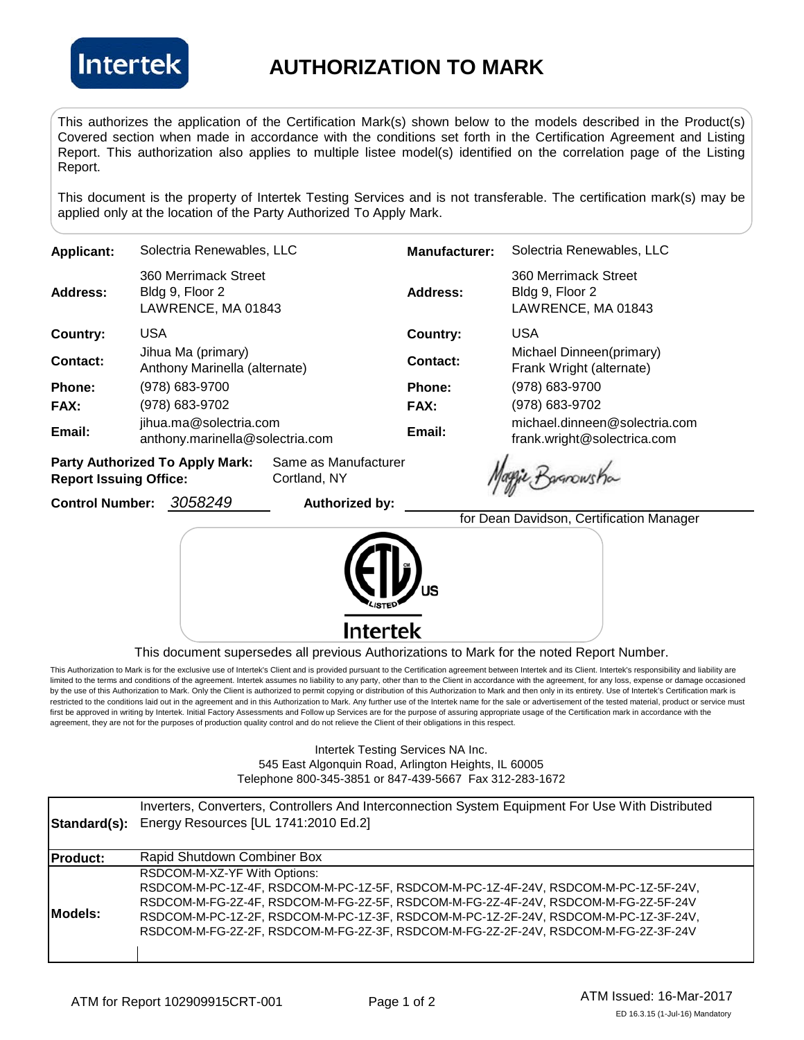# AUTHORIZATION TO MARK

This authorizes the application of the Certification Mark(s) shown below to the models described in the Product(s) Covered section when made in accordance with the conditions set forth in the Certification Agreement and Listing Report. This authorization also applies to multiple listee model(s) identified on the correlation page of the Listing Report.

This document is the property of Intertek Testing Services and is not transferable. The certification mark(s) may be applied only at the location of the Party Authorized To Apply Mark.

| | | | |
|---|---|---|---|
| **Applicant:** | Solectria Renewables, LLC | **Manufacturer:** | Solectria Renewables, LLC |
| **Address:** | 360 Merrimack Street<br>Bldg 9, Floor 2<br>LAWRENCE, MA 01843 | **Address:** | 360 Merrimack Street<br>Bldg 9, Floor 2<br>LAWRENCE, MA 01843 |
| **Country:** | USA | **Country:** | USA |
| **Contact:** | Jihua Ma (primary)<br>Anthony Marinella (alternate) | **Contact:** | Michael Dinneen(primary)<br>Frank Wright (alternate) |
| **Phone:** | (978) 683-9700 | **Phone:** | (978) 683-9700 |
| **FAX:** | (978) 683-9702 | **FAX:** | (978) 683-9702 |
| **Email:** | jihua.ma@solectria.com<br>anthony.marinella@solectria.com | **Email:** | michael.dinneen@solectria.com<br>frank.wright@solectrica.com |

**Party Authorized To Apply Mark:** Same as Manufacturer
**Report Issuing Office:** Cortland, NY

**Control Number:** *3058249* **Authorized by:** Maggie Baranowska

for Dean Davidson, Certification Manager

ETL Listed US — Intertek

This document supersedes all previous Authorizations to Mark for the noted Report Number.

This Authorization to Mark is for the exclusive use of Intertek's Client and is provided pursuant to the Certification agreement between Intertek and its Client. Intertek's responsibility and liability are limited to the terms and conditions of the agreement. Intertek assumes no liability to any party, other than to the Client in accordance with the agreement, for any loss, expense or damage occasioned by the use of this Authorization to Mark. Only the Client is authorized to permit copying or distribution of this Authorization to Mark and then only in its entirety. Use of Intertek's Certification mark is restricted to the conditions laid out in the agreement and in this Authorization to Mark. Any further use of the Intertek name for the sale or advertisement of the tested material, product or service must first be approved in writing by Intertek. Initial Factory Assessments and Follow up Services are for the purpose of assuring appropriate usage of the Certification mark in accordance with the agreement, they are not for the purposes of production quality control and do not relieve the Client of their obligations in this respect.

Intertek Testing Services NA Inc.
545 East Algonquin Road, Arlington Heights, IL 60005
Telephone 800-345-3851 or 847-439-5667 Fax 312-283-1672

| | |
|---|---|
| **Standard(s):** | Inverters, Converters, Controllers And Interconnection System Equipment For Use With Distributed Energy Resources [UL 1741:2010 Ed.2] |
| **Product:** | Rapid Shutdown Combiner Box |
| **Models:** | RSDCOM-M-XZ-YF With Options:<br>RSDCOM-M-PC-1Z-4F, RSDCOM-M-PC-1Z-5F, RSDCOM-M-PC-1Z-4F-24V, RSDCOM-M-PC-1Z-5F-24V,<br>RSDCOM-M-FG-2Z-4F, RSDCOM-M-FG-2Z-5F, RSDCOM-M-FG-2Z-4F-24V, RSDCOM-M-FG-2Z-5F-24V<br>RSDCOM-M-PC-1Z-2F, RSDCOM-M-PC-1Z-3F, RSDCOM-M-PC-1Z-2F-24V, RSDCOM-M-PC-1Z-3F-24V,<br>RSDCOM-M-FG-2Z-2F, RSDCOM-M-FG-2Z-3F, RSDCOM-M-FG-2Z-2F-24V, RSDCOM-M-FG-2Z-3F-24V |

ATM for Report 102909915CRT-001

ATM Issued: 16-Mar-2017

ED 16.3.15 (1-Jul-16) Mandatory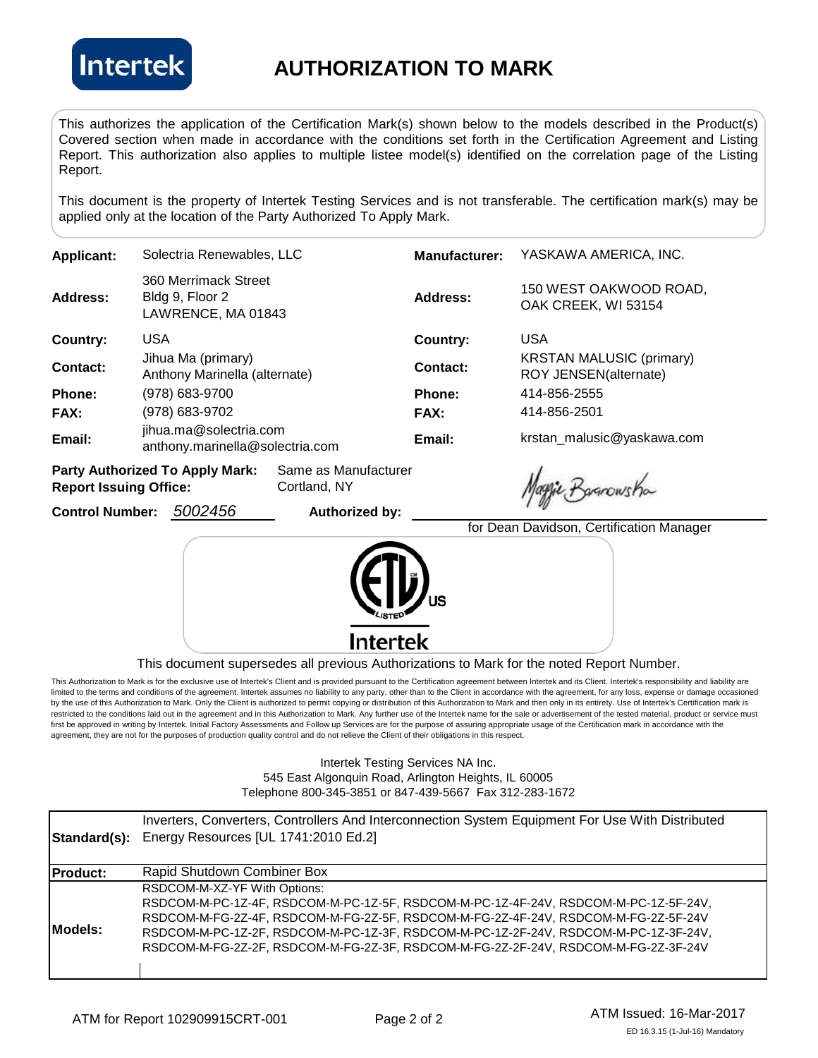# AUTHORIZATION TO MARK

This authorizes the application of the Certification Mark(s) shown below to the models described in the Product(s) Covered section when made in accordance with the conditions set forth in the Certification Agreement and Listing Report. This authorization also applies to multiple listee model(s) identified on the correlation page of the Listing Report.

This document is the property of Intertek Testing Services and is not transferable. The certification mark(s) may be applied only at the location of the Party Authorized To Apply Mark.

| | | | |
|---|---|---|---|
| **Applicant:** | Solectria Renewables, LLC | **Manufacturer:** | YASKAWA AMERICA, INC. |
| **Address:** | 360 Merrimack Street<br>Bldg 9, Floor 2<br>LAWRENCE, MA 01843 | **Address:** | 150 WEST OAKWOOD ROAD,<br>OAK CREEK, WI 53154 |
| **Country:** | USA | **Country:** | USA |
| **Contact:** | Jihua Ma (primary)<br>Anthony Marinella (alternate) | **Contact:** | KRSTAN MALUSIC (primary)<br>ROY JENSEN(alternate) |
| **Phone:** | (978) 683-9700 | **Phone:** | 414-856-2555 |
| **FAX:** | (978) 683-9702 | **FAX:** | 414-856-2501 |
| **Email:** | jihua.ma@solectria.com<br>anthony.marinella@solectria.com | **Email:** | krstan_malusic@yaskawa.com |

**Party Authorized To Apply Mark:** Same as Manufacturer
**Report Issuing Office:** Cortland, NY

**Control Number:** *5002456* **Authorized by:** Maggie Baranowska

for Dean Davidson, Certification Manager

ETL LISTED US Intertek

This document supersedes all previous Authorizations to Mark for the noted Report Number.

This Authorization to Mark is for the exclusive use of Intertek's Client and is provided pursuant to the Certification agreement between Intertek and its Client. Intertek's responsibility and liability are limited to the terms and conditions of the agreement. Intertek assumes no liability to any party, other than to the Client in accordance with the agreement, for any loss, expense or damage occasioned by the use of this Authorization to Mark. Only the Client is authorized to permit copying or distribution of this Authorization to Mark and then only in its entirety. Use of Intertek's Certification mark is restricted to the conditions laid out in the agreement and in this Authorization to Mark. Any further use of the Intertek name for the sale or advertisement of the tested material, product or service must first be approved in writing by Intertek. Initial Factory Assessments and Follow up Services are for the purpose of assuring appropriate usage of the Certification mark in accordance with the agreement, they are not for the purposes of production quality control and do not relieve the Client of their obligations in this respect.

Intertek Testing Services NA Inc.
545 East Algonquin Road, Arlington Heights, IL 60005
Telephone 800-345-3851 or 847-439-5667 Fax 312-283-1672

| | |
|---|---|
| **Standard(s):** | Inverters, Converters, Controllers And Interconnection System Equipment For Use With Distributed Energy Resources [UL 1741:2010 Ed.2] |
| **Product:** | Rapid Shutdown Combiner Box |
| **Models:** | RSDCOM-M-XZ-YF With Options:<br>RSDCOM-M-PC-1Z-4F, RSDCOM-M-PC-1Z-5F, RSDCOM-M-PC-1Z-4F-24V, RSDCOM-M-PC-1Z-5F-24V,<br>RSDCOM-M-FG-2Z-4F, RSDCOM-M-FG-2Z-5F, RSDCOM-M-FG-2Z-4F-24V, RSDCOM-M-FG-2Z-5F-24V<br>RSDCOM-M-PC-1Z-2F, RSDCOM-M-PC-1Z-3F, RSDCOM-M-PC-1Z-2F-24V, RSDCOM-M-PC-1Z-3F-24V,<br>RSDCOM-M-FG-2Z-2F, RSDCOM-M-FG-2Z-3F, RSDCOM-M-FG-2Z-2F-24V, RSDCOM-M-FG-2Z-3F-24V |

ATM for Report 102909915CRT-001

ATM Issued: 16-Mar-2017

ED 16.3.15 (1-Jul-16) Mandatory